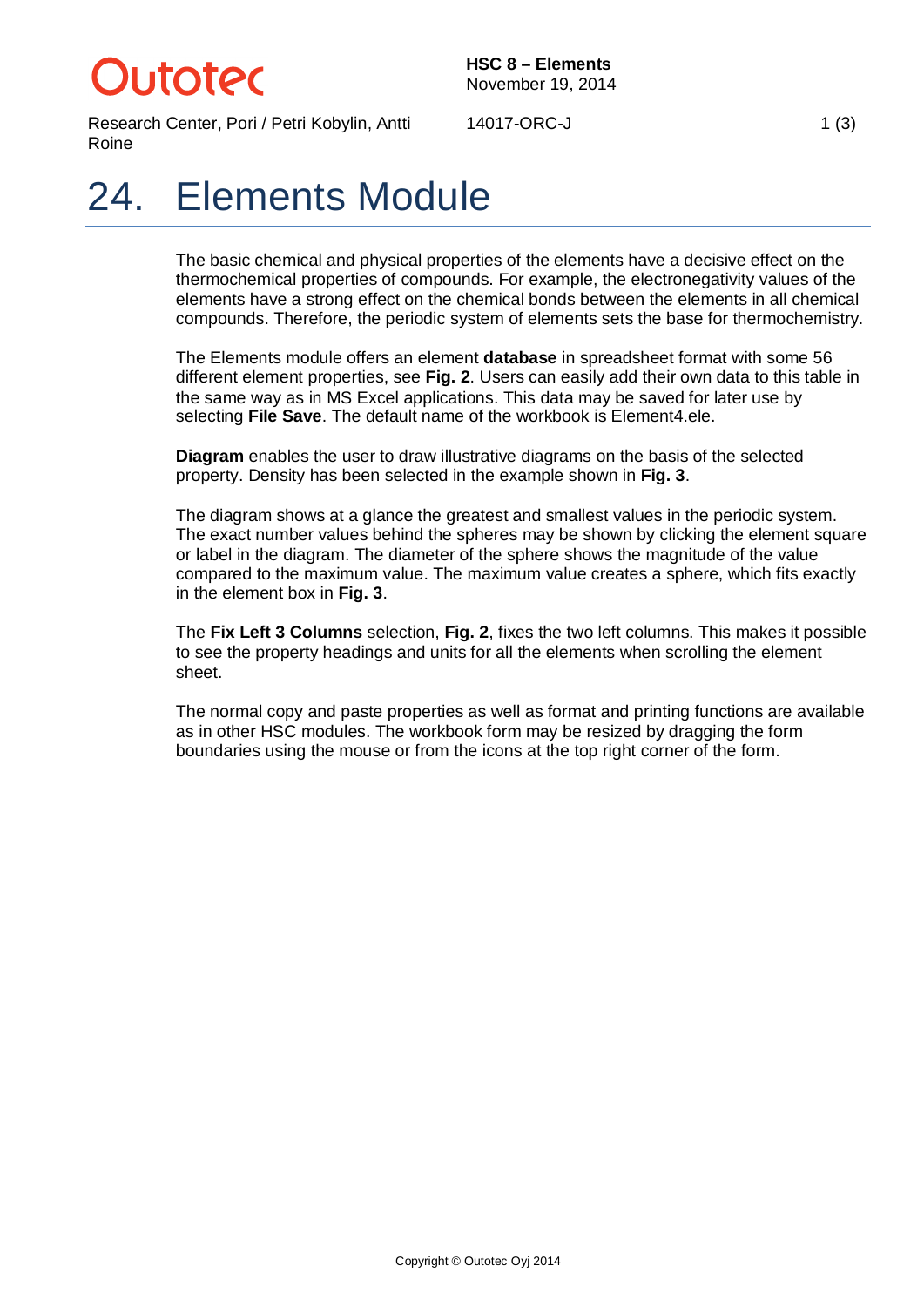# 24. Elements Module

The basic chemical and physical properties of the elements have a decisive effect on the thermochemical properties of compounds. For example, the electronegativity values of the elements have a strong effect on the chemical bonds between the elements in all chemical compounds. Therefore, the periodic system of elements sets the base for thermochemistry.

The Elements module offers an element **database** in spreadsheet format with some 56 different element properties, see **Fig. 2**. Users can easily add their own data to this table in the same way as in MS Excel applications. This data may be saved for later use by selecting **File Save**. The default name of the workbook is Element4.ele.

**Diagram** enables the user to draw illustrative diagrams on the basis of the selected property. Density has been selected in the example shown in **Fig. 3**.

The diagram shows at a glance the greatest and smallest values in the periodic system. The exact number values behind the spheres may be shown by clicking the element square or label in the diagram. The diameter of the sphere shows the magnitude of the value compared to the maximum value. The maximum value creates a sphere, which fits exactly in the element box in **Fig. 3**.

The **Fix Left 3 Columns** selection, **Fig. 2**, fixes the two left columns. This makes it possible to see the property headings and units for all the elements when scrolling the element sheet.

The normal copy and paste properties as well as format and printing functions are available as in other HSC modules. The workbook form may be resized by dragging the form boundaries using the mouse or from the icons at the top right corner of the form.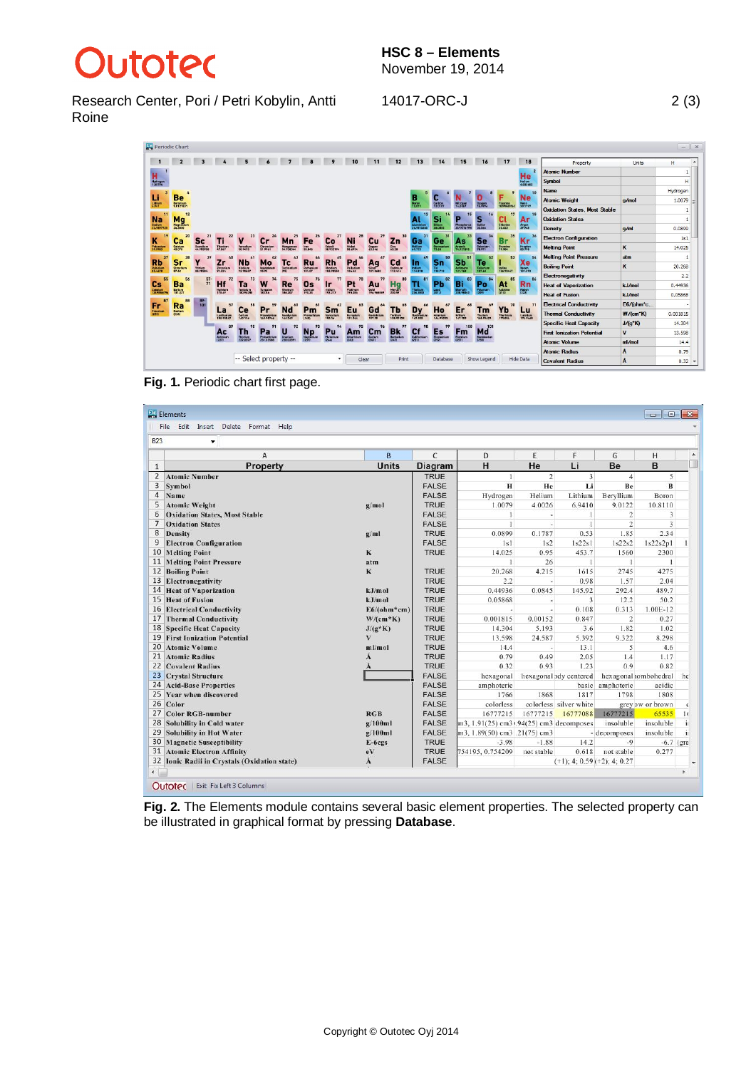**Fig. 1.** Periodic chart first page.

**Fig. 2.** The Elements module contains several basic element properties. The selected property can be illustrated in graphical format by pressing **Database**.

Copyright © Outotec Oyj 2014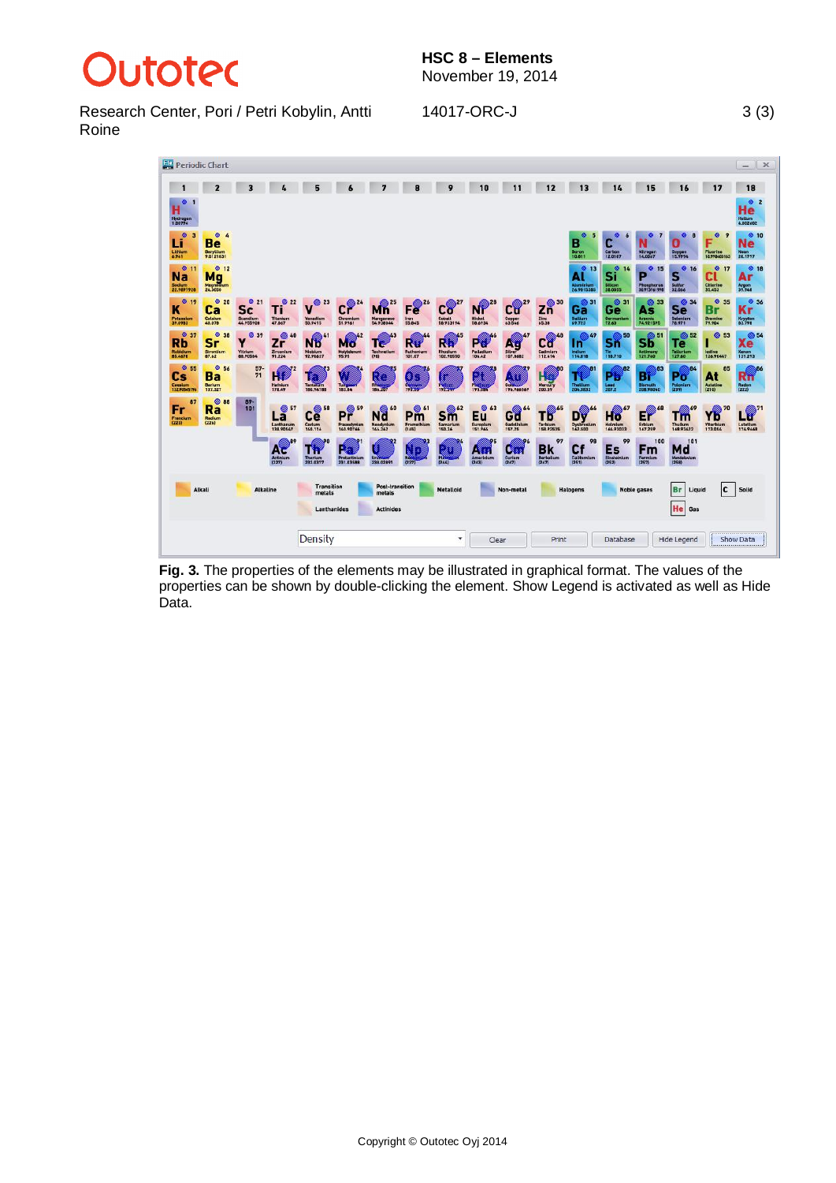Fig. 3. The properties of the elements may be illustrated in graphical format. The values of the properties can be shown by double-clicking the element. Show Legend is activated as well as Hide Data.